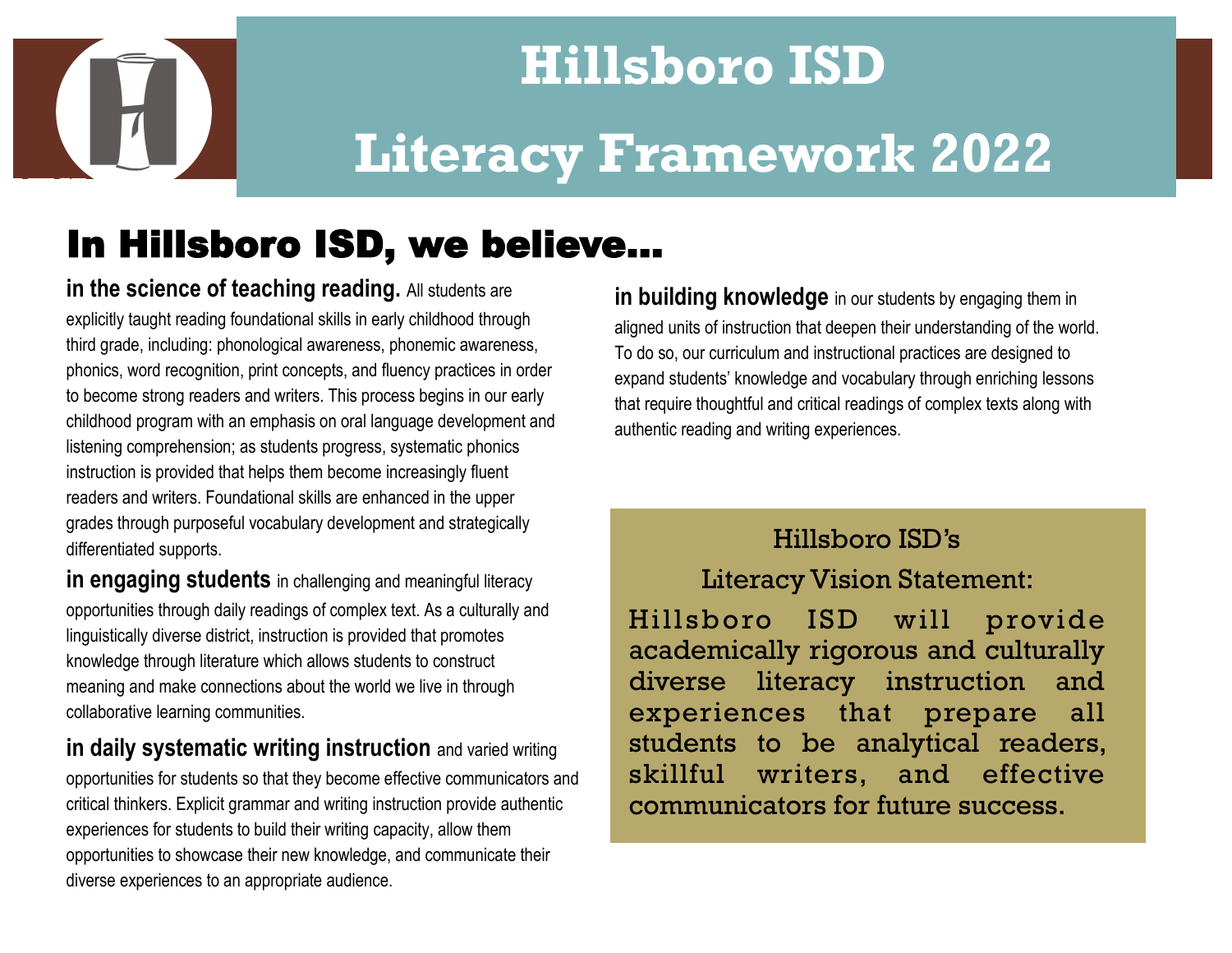# Hillsboro ISD

# Literacy Framework 2022

## In Hillsboro ISD, we believe…

**in the science of teaching reading.** All students are explicitly taught reading foundational skills in early childhood through third grade, including: phonological awareness, phonemic awareness, phonics, word recognition, print concepts, and fluency practices in order to become strong readers and writers. This process begins in our early childhood program with an emphasis on oral language development and listening comprehension; as students progress, systematic phonics instruction is provided that helps them become increasingly fluent readers and writers. Foundational skills are enhanced in the upper grades through purposeful vocabulary development and strategically differentiated supports.

**in engaging students** in challenging and meaningful literacy opportunities through daily readings of complex text. As a culturally and linguistically diverse district, instruction is provided that promotes knowledge through literature which allows students to construct meaning and make connections about the world we live in through collaborative learning communities.

**in daily systematic writing instruction** and varied writing opportunities for students so that they become effective communicators and critical thinkers. Explicit grammar and writing instruction provide authentic experiences for students to build their writing capacity, allow them opportunities to showcase their new knowledge, and communicate their diverse experiences to an appropriate audience.

**in building knowledge** in our students by engaging them in aligned units of instruction that deepen their understanding of the world. To do so, our curriculum and instructional practices are designed to expand students' knowledge and vocabulary through enriching lessons that require thoughtful and critical readings of complex texts along with authentic reading and writing experiences.

### Hillsboro ISD's Literacy Vision Statement:

Hillsboro ISD will provide academically rigorous and culturally diverse literacy instruction and experiences that prepare all students to be analytical readers, skillful writers, and effective communicators for future success.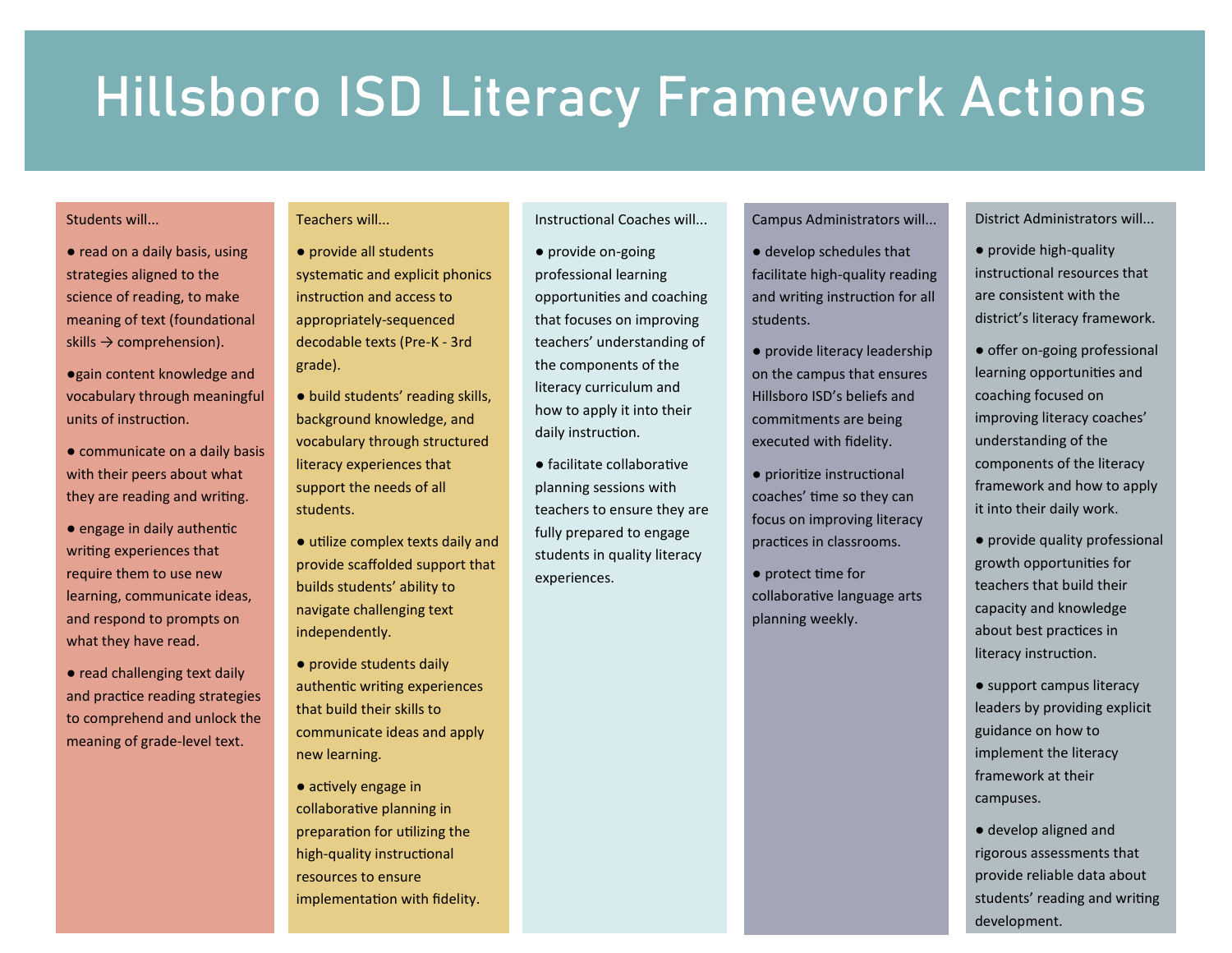# Hillsboro ISD Literacy Framework Actions

Students will...

- read on a daily basis, using strategies aligned to the science of reading, to make meaning of text (foundational skills → comprehension).
- gain content knowledge and vocabulary through meaningful units of instruction.
- communicate on a daily basis with their peers about what they are reading and writing.
- engage in daily authentic writing experiences that require them to use new learning, communicate ideas, and respond to prompts on what they have read.
- read challenging text daily and practice reading strategies to comprehend and unlock the meaning of grade-level text.

Teachers will...

- provide all students systematic and explicit phonics instruction and access to appropriately-sequenced decodable texts (Pre-K - 3rd grade).
- build students' reading skills, background knowledge, and vocabulary through structured literacy experiences that support the needs of all students.
- utilize complex texts daily and provide scaffolded support that builds students' ability to navigate challenging text independently.
- provide students daily authentic writing experiences that build their skills to communicate ideas and apply new learning.
- actively engage in collaborative planning in preparation for utilizing the high-quality instructional resources to ensure implementation with fidelity.

Instructional Coaches will...

- provide on-going professional learning opportunities and coaching that focuses on improving teachers' understanding of the components of the literacy curriculum and how to apply it into their daily instruction.
- facilitate collaborative planning sessions with teachers to ensure they are fully prepared to engage students in quality literacy experiences.

Campus Administrators will...

- develop schedules that facilitate high-quality reading and writing instruction for all students.
- provide literacy leadership on the campus that ensures Hillsboro ISD's beliefs and commitments are being executed with fidelity.
- prioritize instructional coaches' time so they can focus on improving literacy practices in classrooms.
- protect time for collaborative language arts planning weekly.

District Administrators will...

- provide high-quality instructional resources that are consistent with the district's literacy framework.
- offer on-going professional learning opportunities and coaching focused on improving literacy coaches' understanding of the components of the literacy framework and how to apply it into their daily work.
- provide quality professional growth opportunities for teachers that build their capacity and knowledge about best practices in literacy instruction.
- support campus literacy leaders by providing explicit guidance on how to implement the literacy framework at their campuses.
- develop aligned and rigorous assessments that provide reliable data about students' reading and writing development.